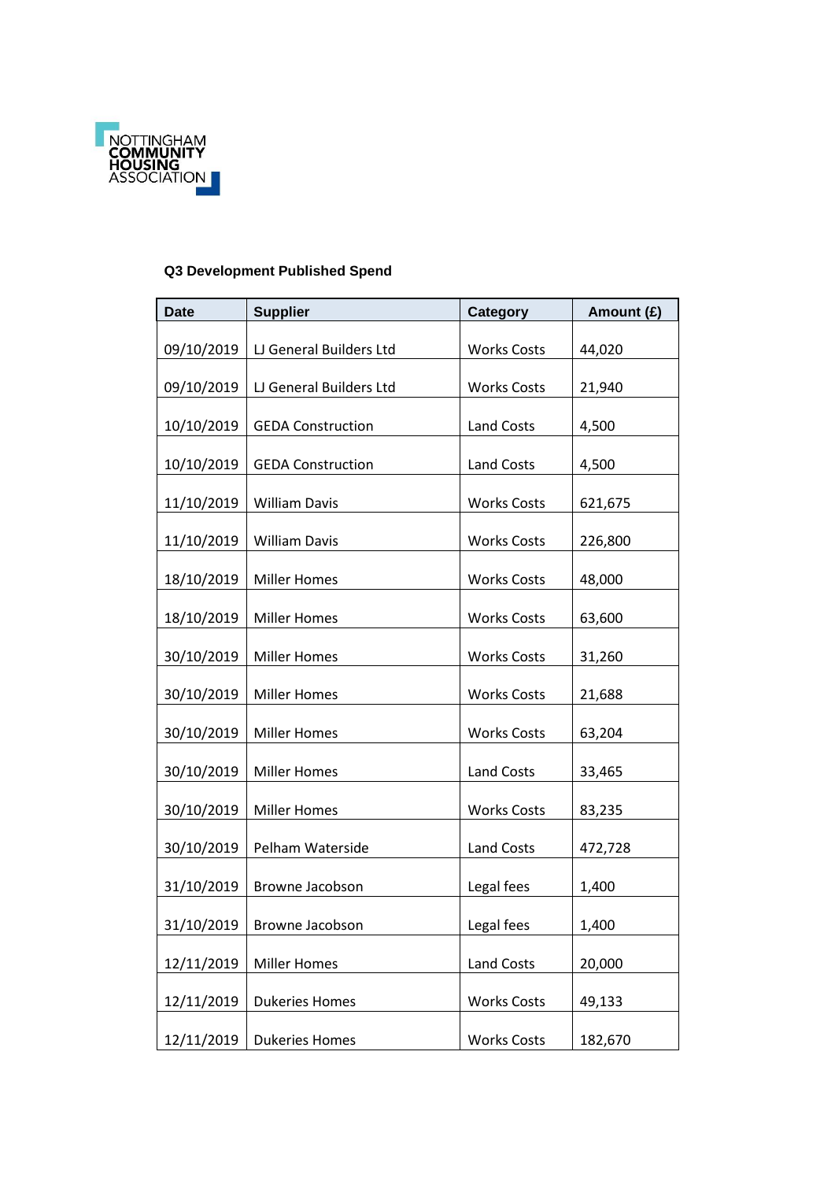NOTTINGHAM COMMUNITY HOUSING ASSOCIATION

**Q3 Development Published Spend**

| Date | Supplier | Category | Amount (£) |
|---|---|---|---|
| 09/10/2019 | LJ General Builders Ltd | Works Costs | 44,020 |
| 09/10/2019 | LJ General Builders Ltd | Works Costs | 21,940 |
| 10/10/2019 | GEDA Construction | Land Costs | 4,500 |
| 10/10/2019 | GEDA Construction | Land Costs | 4,500 |
| 11/10/2019 | William Davis | Works Costs | 621,675 |
| 11/10/2019 | William Davis | Works Costs | 226,800 |
| 18/10/2019 | Miller Homes | Works Costs | 48,000 |
| 18/10/2019 | Miller Homes | Works Costs | 63,600 |
| 30/10/2019 | Miller Homes | Works Costs | 31,260 |
| 30/10/2019 | Miller Homes | Works Costs | 21,688 |
| 30/10/2019 | Miller Homes | Works Costs | 63,204 |
| 30/10/2019 | Miller Homes | Land Costs | 33,465 |
| 30/10/2019 | Miller Homes | Works Costs | 83,235 |
| 30/10/2019 | Pelham Waterside | Land Costs | 472,728 |
| 31/10/2019 | Browne Jacobson | Legal fees | 1,400 |
| 31/10/2019 | Browne Jacobson | Legal fees | 1,400 |
| 12/11/2019 | Miller Homes | Land Costs | 20,000 |
| 12/11/2019 | Dukeries Homes | Works Costs | 49,133 |
| 12/11/2019 | Dukeries Homes | Works Costs | 182,670 |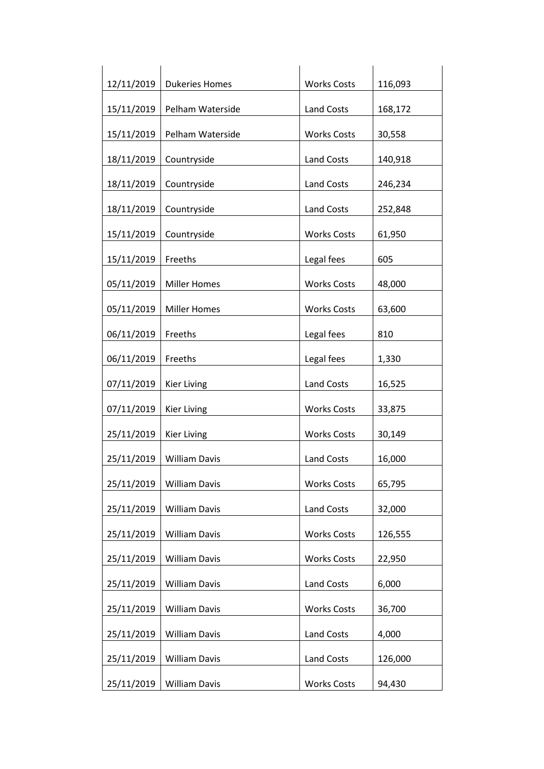| | | | |
|---|---|---|---|
| 12/11/2019 | Dukeries Homes | Works Costs | 116,093 |
| 15/11/2019 | Pelham Waterside | Land Costs | 168,172 |
| 15/11/2019 | Pelham Waterside | Works Costs | 30,558 |
| 18/11/2019 | Countryside | Land Costs | 140,918 |
| 18/11/2019 | Countryside | Land Costs | 246,234 |
| 18/11/2019 | Countryside | Land Costs | 252,848 |
| 15/11/2019 | Countryside | Works Costs | 61,950 |
| 15/11/2019 | Freeths | Legal fees | 605 |
| 05/11/2019 | Miller Homes | Works Costs | 48,000 |
| 05/11/2019 | Miller Homes | Works Costs | 63,600 |
| 06/11/2019 | Freeths | Legal fees | 810 |
| 06/11/2019 | Freeths | Legal fees | 1,330 |
| 07/11/2019 | Kier Living | Land Costs | 16,525 |
| 07/11/2019 | Kier Living | Works Costs | 33,875 |
| 25/11/2019 | Kier Living | Works Costs | 30,149 |
| 25/11/2019 | William Davis | Land Costs | 16,000 |
| 25/11/2019 | William Davis | Works Costs | 65,795 |
| 25/11/2019 | William Davis | Land Costs | 32,000 |
| 25/11/2019 | William Davis | Works Costs | 126,555 |
| 25/11/2019 | William Davis | Works Costs | 22,950 |
| 25/11/2019 | William Davis | Land Costs | 6,000 |
| 25/11/2019 | William Davis | Works Costs | 36,700 |
| 25/11/2019 | William Davis | Land Costs | 4,000 |
| 25/11/2019 | William Davis | Land Costs | 126,000 |
| 25/11/2019 | William Davis | Works Costs | 94,430 |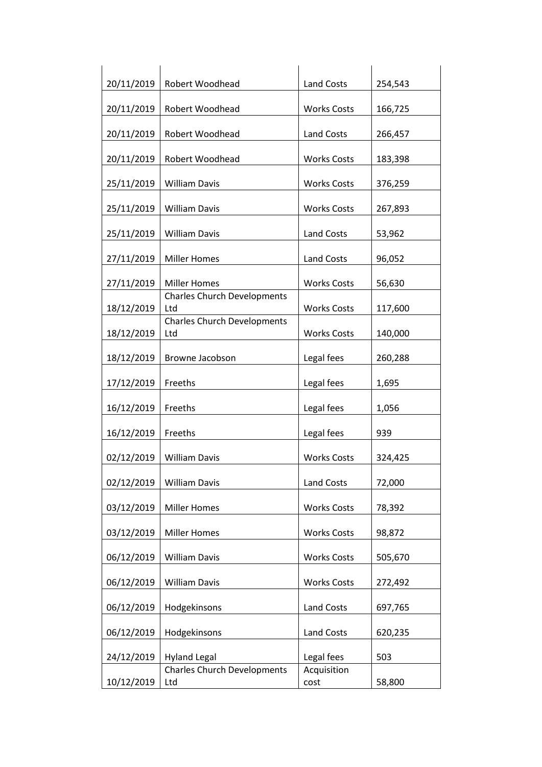| | | | |
|---|---|---|---|
| 20/11/2019 | Robert Woodhead | Land Costs | 254,543 |
| 20/11/2019 | Robert Woodhead | Works Costs | 166,725 |
| 20/11/2019 | Robert Woodhead | Land Costs | 266,457 |
| 20/11/2019 | Robert Woodhead | Works Costs | 183,398 |
| 25/11/2019 | William Davis | Works Costs | 376,259 |
| 25/11/2019 | William Davis | Works Costs | 267,893 |
| 25/11/2019 | William Davis | Land Costs | 53,962 |
| 27/11/2019 | Miller Homes | Land Costs | 96,052 |
| 27/11/2019 | Miller Homes | Works Costs | 56,630 |
| 18/12/2019 | Charles Church Developments Ltd | Works Costs | 117,600 |
| 18/12/2019 | Charles Church Developments Ltd | Works Costs | 140,000 |
| 18/12/2019 | Browne Jacobson | Legal fees | 260,288 |
| 17/12/2019 | Freeths | Legal fees | 1,695 |
| 16/12/2019 | Freeths | Legal fees | 1,056 |
| 16/12/2019 | Freeths | Legal fees | 939 |
| 02/12/2019 | William Davis | Works Costs | 324,425 |
| 02/12/2019 | William Davis | Land Costs | 72,000 |
| 03/12/2019 | Miller Homes | Works Costs | 78,392 |
| 03/12/2019 | Miller Homes | Works Costs | 98,872 |
| 06/12/2019 | William Davis | Works Costs | 505,670 |
| 06/12/2019 | William Davis | Works Costs | 272,492 |
| 06/12/2019 | Hodgekinsons | Land Costs | 697,765 |
| 06/12/2019 | Hodgekinsons | Land Costs | 620,235 |
| 24/12/2019 | Hyland Legal | Legal fees | 503 |
| 10/12/2019 | Charles Church Developments Ltd | Acquisition cost | 58,800 |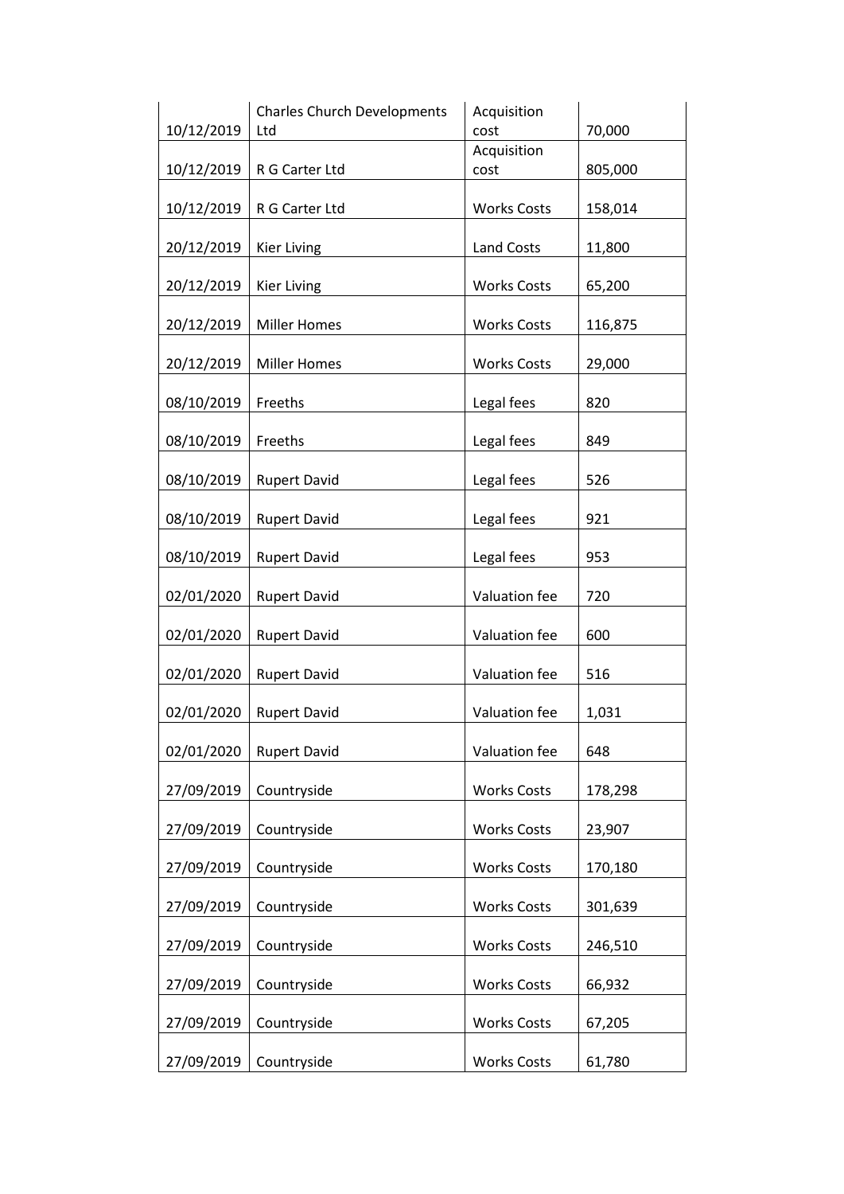| | | | |
|---|---|---|---|
| 10/12/2019 | Charles Church Developments Ltd | Acquisition cost | 70,000 |
| 10/12/2019 | R G Carter Ltd | Acquisition cost | 805,000 |
| 10/12/2019 | R G Carter Ltd | Works Costs | 158,014 |
| 20/12/2019 | Kier Living | Land Costs | 11,800 |
| 20/12/2019 | Kier Living | Works Costs | 65,200 |
| 20/12/2019 | Miller Homes | Works Costs | 116,875 |
| 20/12/2019 | Miller Homes | Works Costs | 29,000 |
| 08/10/2019 | Freeths | Legal fees | 820 |
| 08/10/2019 | Freeths | Legal fees | 849 |
| 08/10/2019 | Rupert David | Legal fees | 526 |
| 08/10/2019 | Rupert David | Legal fees | 921 |
| 08/10/2019 | Rupert David | Legal fees | 953 |
| 02/01/2020 | Rupert David | Valuation fee | 720 |
| 02/01/2020 | Rupert David | Valuation fee | 600 |
| 02/01/2020 | Rupert David | Valuation fee | 516 |
| 02/01/2020 | Rupert David | Valuation fee | 1,031 |
| 02/01/2020 | Rupert David | Valuation fee | 648 |
| 27/09/2019 | Countryside | Works Costs | 178,298 |
| 27/09/2019 | Countryside | Works Costs | 23,907 |
| 27/09/2019 | Countryside | Works Costs | 170,180 |
| 27/09/2019 | Countryside | Works Costs | 301,639 |
| 27/09/2019 | Countryside | Works Costs | 246,510 |
| 27/09/2019 | Countryside | Works Costs | 66,932 |
| 27/09/2019 | Countryside | Works Costs | 67,205 |
| 27/09/2019 | Countryside | Works Costs | 61,780 |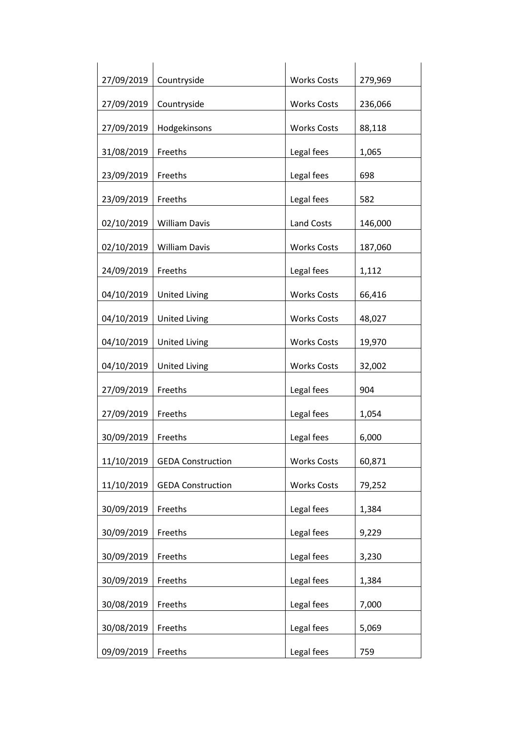| | | | |
|---|---|---|---|
| 27/09/2019 | Countryside | Works Costs | 279,969 |
| 27/09/2019 | Countryside | Works Costs | 236,066 |
| 27/09/2019 | Hodgekinsons | Works Costs | 88,118 |
| 31/08/2019 | Freeths | Legal fees | 1,065 |
| 23/09/2019 | Freeths | Legal fees | 698 |
| 23/09/2019 | Freeths | Legal fees | 582 |
| 02/10/2019 | William Davis | Land Costs | 146,000 |
| 02/10/2019 | William Davis | Works Costs | 187,060 |
| 24/09/2019 | Freeths | Legal fees | 1,112 |
| 04/10/2019 | United Living | Works Costs | 66,416 |
| 04/10/2019 | United Living | Works Costs | 48,027 |
| 04/10/2019 | United Living | Works Costs | 19,970 |
| 04/10/2019 | United Living | Works Costs | 32,002 |
| 27/09/2019 | Freeths | Legal fees | 904 |
| 27/09/2019 | Freeths | Legal fees | 1,054 |
| 30/09/2019 | Freeths | Legal fees | 6,000 |
| 11/10/2019 | GEDA Construction | Works Costs | 60,871 |
| 11/10/2019 | GEDA Construction | Works Costs | 79,252 |
| 30/09/2019 | Freeths | Legal fees | 1,384 |
| 30/09/2019 | Freeths | Legal fees | 9,229 |
| 30/09/2019 | Freeths | Legal fees | 3,230 |
| 30/09/2019 | Freeths | Legal fees | 1,384 |
| 30/08/2019 | Freeths | Legal fees | 7,000 |
| 30/08/2019 | Freeths | Legal fees | 5,069 |
| 09/09/2019 | Freeths | Legal fees | 759 |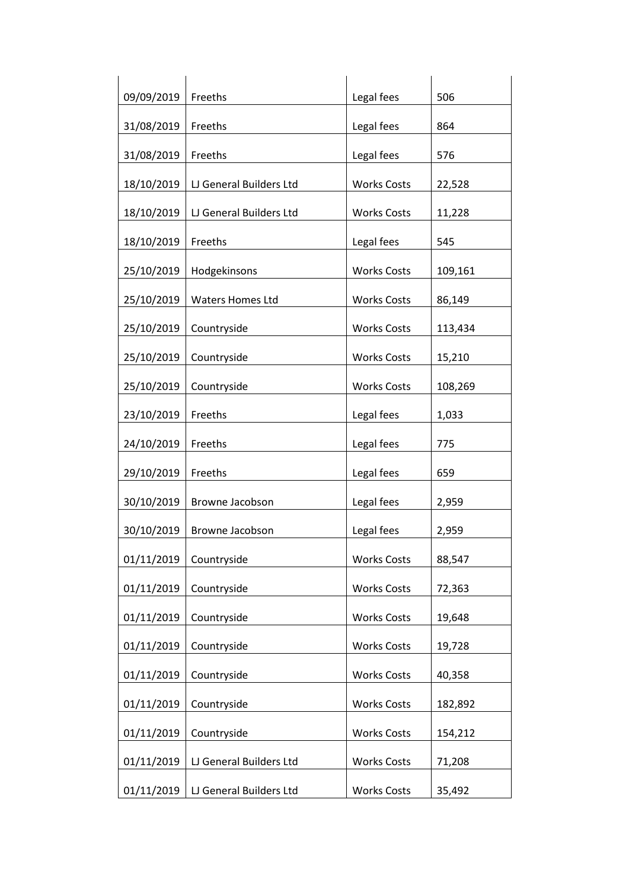| | | | |
|---|---|---|---|
| 09/09/2019 | Freeths | Legal fees | 506 |
| 31/08/2019 | Freeths | Legal fees | 864 |
| 31/08/2019 | Freeths | Legal fees | 576 |
| 18/10/2019 | LJ General Builders Ltd | Works Costs | 22,528 |
| 18/10/2019 | LJ General Builders Ltd | Works Costs | 11,228 |
| 18/10/2019 | Freeths | Legal fees | 545 |
| 25/10/2019 | Hodgekinsons | Works Costs | 109,161 |
| 25/10/2019 | Waters Homes Ltd | Works Costs | 86,149 |
| 25/10/2019 | Countryside | Works Costs | 113,434 |
| 25/10/2019 | Countryside | Works Costs | 15,210 |
| 25/10/2019 | Countryside | Works Costs | 108,269 |
| 23/10/2019 | Freeths | Legal fees | 1,033 |
| 24/10/2019 | Freeths | Legal fees | 775 |
| 29/10/2019 | Freeths | Legal fees | 659 |
| 30/10/2019 | Browne Jacobson | Legal fees | 2,959 |
| 30/10/2019 | Browne Jacobson | Legal fees | 2,959 |
| 01/11/2019 | Countryside | Works Costs | 88,547 |
| 01/11/2019 | Countryside | Works Costs | 72,363 |
| 01/11/2019 | Countryside | Works Costs | 19,648 |
| 01/11/2019 | Countryside | Works Costs | 19,728 |
| 01/11/2019 | Countryside | Works Costs | 40,358 |
| 01/11/2019 | Countryside | Works Costs | 182,892 |
| 01/11/2019 | Countryside | Works Costs | 154,212 |
| 01/11/2019 | LJ General Builders Ltd | Works Costs | 71,208 |
| 01/11/2019 | LJ General Builders Ltd | Works Costs | 35,492 |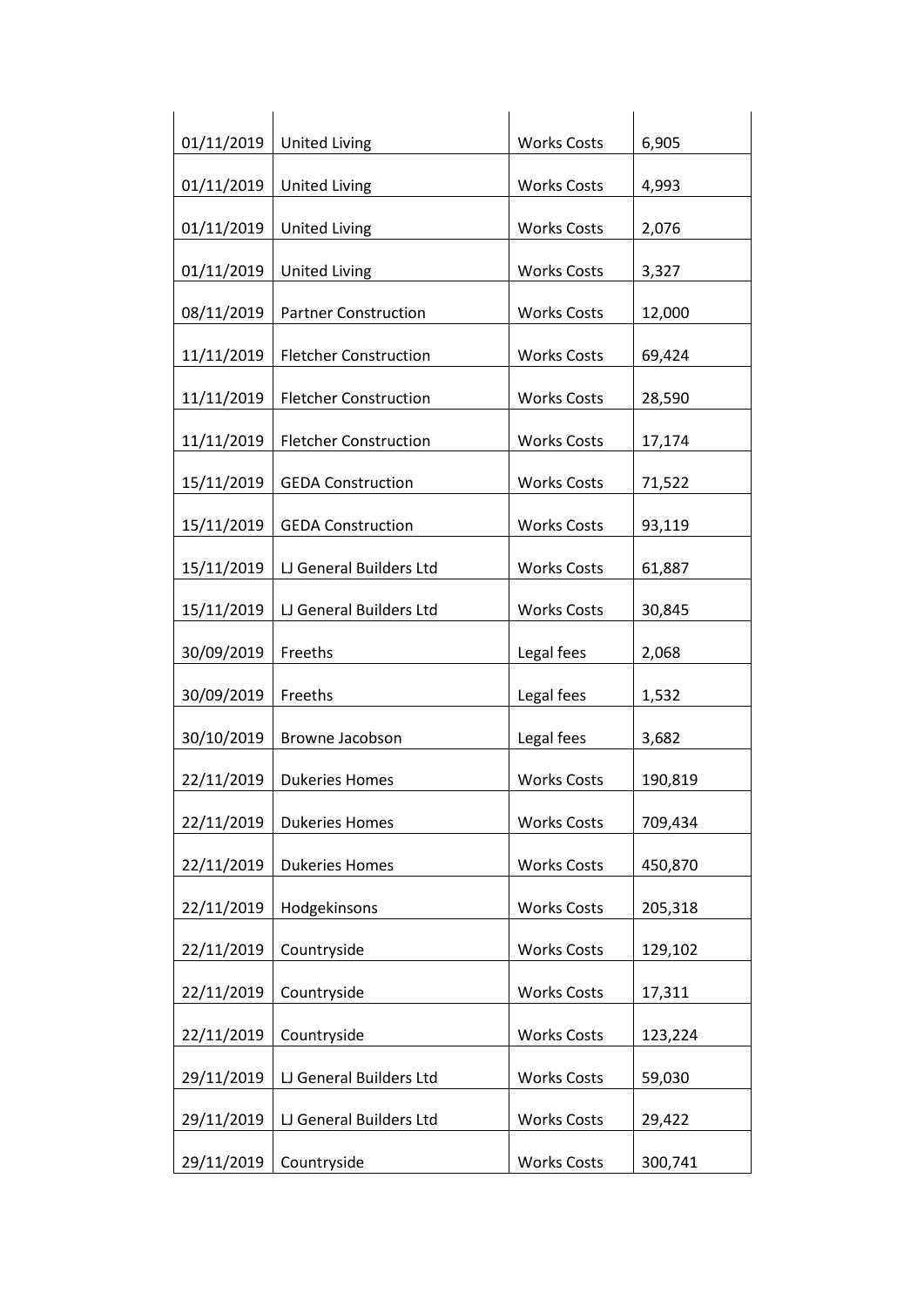| | | | |
|---|---|---|---|
| 01/11/2019 | United Living | Works Costs | 6,905 |
| 01/11/2019 | United Living | Works Costs | 4,993 |
| 01/11/2019 | United Living | Works Costs | 2,076 |
| 01/11/2019 | United Living | Works Costs | 3,327 |
| 08/11/2019 | Partner Construction | Works Costs | 12,000 |
| 11/11/2019 | Fletcher Construction | Works Costs | 69,424 |
| 11/11/2019 | Fletcher Construction | Works Costs | 28,590 |
| 11/11/2019 | Fletcher Construction | Works Costs | 17,174 |
| 15/11/2019 | GEDA Construction | Works Costs | 71,522 |
| 15/11/2019 | GEDA Construction | Works Costs | 93,119 |
| 15/11/2019 | LJ General Builders Ltd | Works Costs | 61,887 |
| 15/11/2019 | LJ General Builders Ltd | Works Costs | 30,845 |
| 30/09/2019 | Freeths | Legal fees | 2,068 |
| 30/09/2019 | Freeths | Legal fees | 1,532 |
| 30/10/2019 | Browne Jacobson | Legal fees | 3,682 |
| 22/11/2019 | Dukeries Homes | Works Costs | 190,819 |
| 22/11/2019 | Dukeries Homes | Works Costs | 709,434 |
| 22/11/2019 | Dukeries Homes | Works Costs | 450,870 |
| 22/11/2019 | Hodgekinsons | Works Costs | 205,318 |
| 22/11/2019 | Countryside | Works Costs | 129,102 |
| 22/11/2019 | Countryside | Works Costs | 17,311 |
| 22/11/2019 | Countryside | Works Costs | 123,224 |
| 29/11/2019 | LJ General Builders Ltd | Works Costs | 59,030 |
| 29/11/2019 | LJ General Builders Ltd | Works Costs | 29,422 |
| 29/11/2019 | Countryside | Works Costs | 300,741 |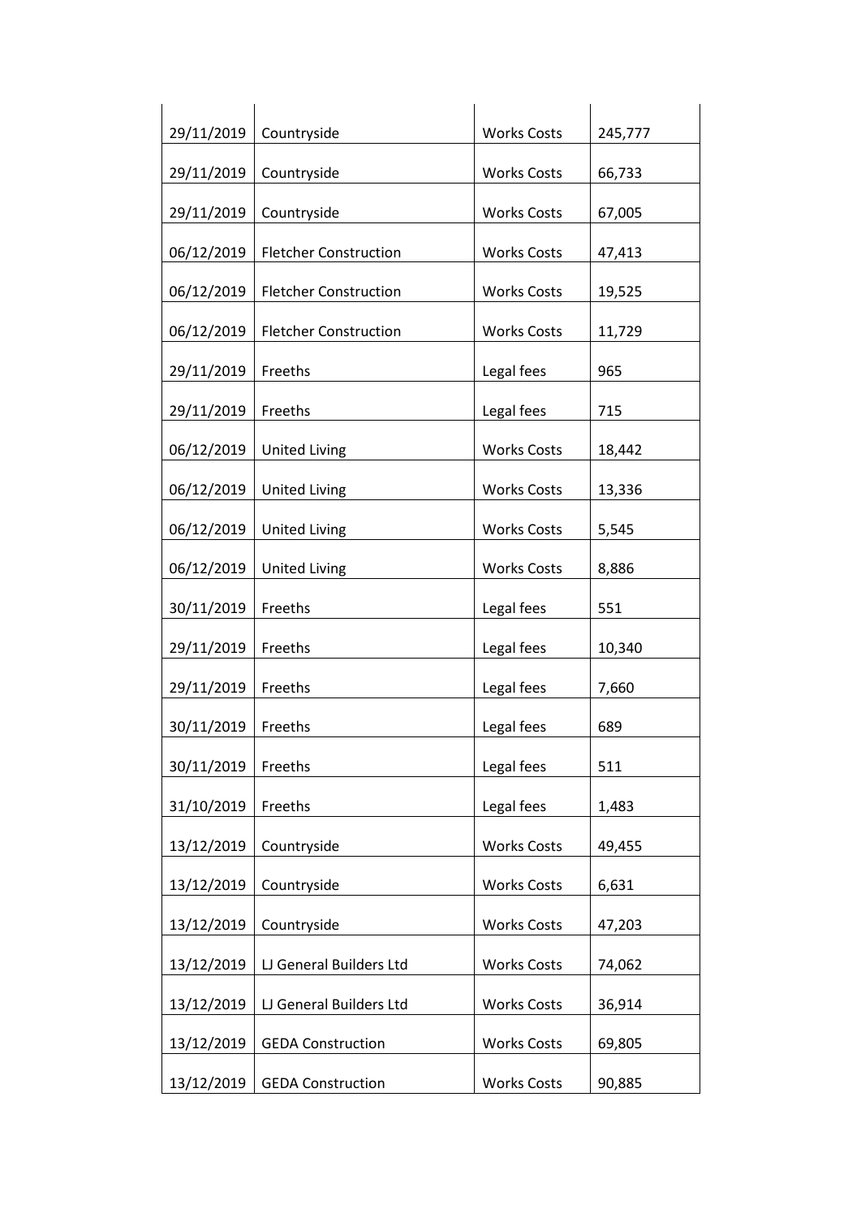| | | | |
|---|---|---|---|
| 29/11/2019 | Countryside | Works Costs | 245,777 |
| 29/11/2019 | Countryside | Works Costs | 66,733 |
| 29/11/2019 | Countryside | Works Costs | 67,005 |
| 06/12/2019 | Fletcher Construction | Works Costs | 47,413 |
| 06/12/2019 | Fletcher Construction | Works Costs | 19,525 |
| 06/12/2019 | Fletcher Construction | Works Costs | 11,729 |
| 29/11/2019 | Freeths | Legal fees | 965 |
| 29/11/2019 | Freeths | Legal fees | 715 |
| 06/12/2019 | United Living | Works Costs | 18,442 |
| 06/12/2019 | United Living | Works Costs | 13,336 |
| 06/12/2019 | United Living | Works Costs | 5,545 |
| 06/12/2019 | United Living | Works Costs | 8,886 |
| 30/11/2019 | Freeths | Legal fees | 551 |
| 29/11/2019 | Freeths | Legal fees | 10,340 |
| 29/11/2019 | Freeths | Legal fees | 7,660 |
| 30/11/2019 | Freeths | Legal fees | 689 |
| 30/11/2019 | Freeths | Legal fees | 511 |
| 31/10/2019 | Freeths | Legal fees | 1,483 |
| 13/12/2019 | Countryside | Works Costs | 49,455 |
| 13/12/2019 | Countryside | Works Costs | 6,631 |
| 13/12/2019 | Countryside | Works Costs | 47,203 |
| 13/12/2019 | LJ General Builders Ltd | Works Costs | 74,062 |
| 13/12/2019 | LJ General Builders Ltd | Works Costs | 36,914 |
| 13/12/2019 | GEDA Construction | Works Costs | 69,805 |
| 13/12/2019 | GEDA Construction | Works Costs | 90,885 |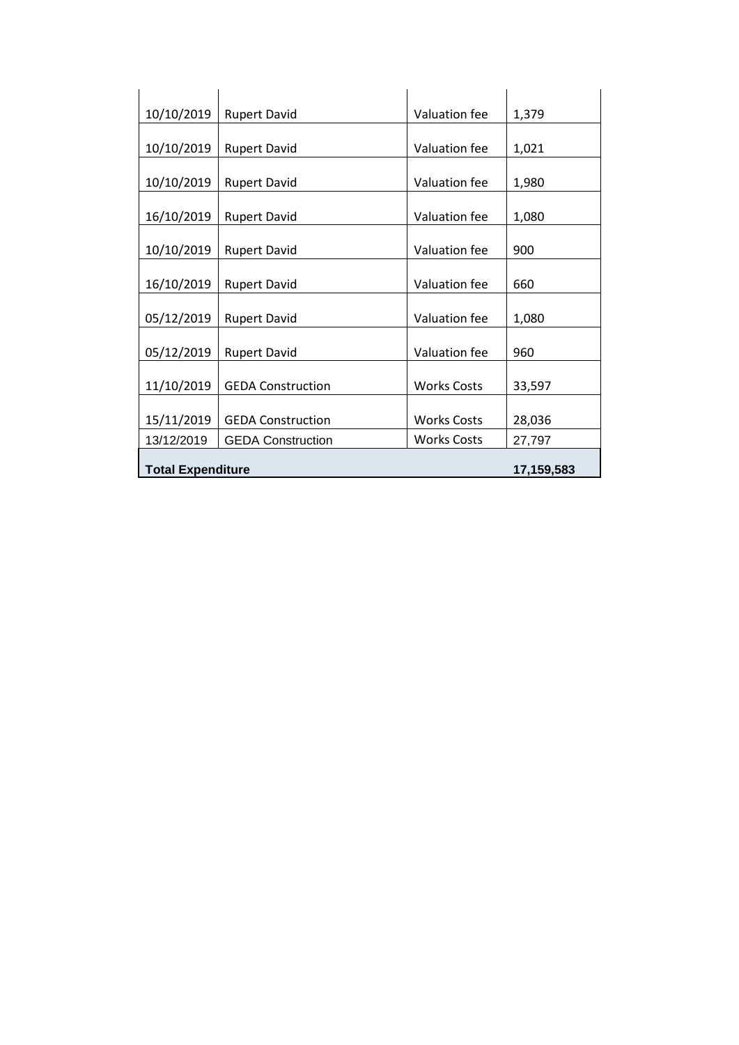| | | | |
|---|---|---|---|
| 10/10/2019 | Rupert David | Valuation fee | 1,379 |
| 10/10/2019 | Rupert David | Valuation fee | 1,021 |
| 10/10/2019 | Rupert David | Valuation fee | 1,980 |
| 16/10/2019 | Rupert David | Valuation fee | 1,080 |
| 10/10/2019 | Rupert David | Valuation fee | 900 |
| 16/10/2019 | Rupert David | Valuation fee | 660 |
| 05/12/2019 | Rupert David | Valuation fee | 1,080 |
| 05/12/2019 | Rupert David | Valuation fee | 960 |
| 11/10/2019 | GEDA Construction | Works Costs | 33,597 |
| 15/11/2019 | GEDA Construction | Works Costs | 28,036 |
| 13/12/2019 | GEDA Construction | Works Costs | 27,797 |
| **Total Expenditure** | | | **17,159,583** |